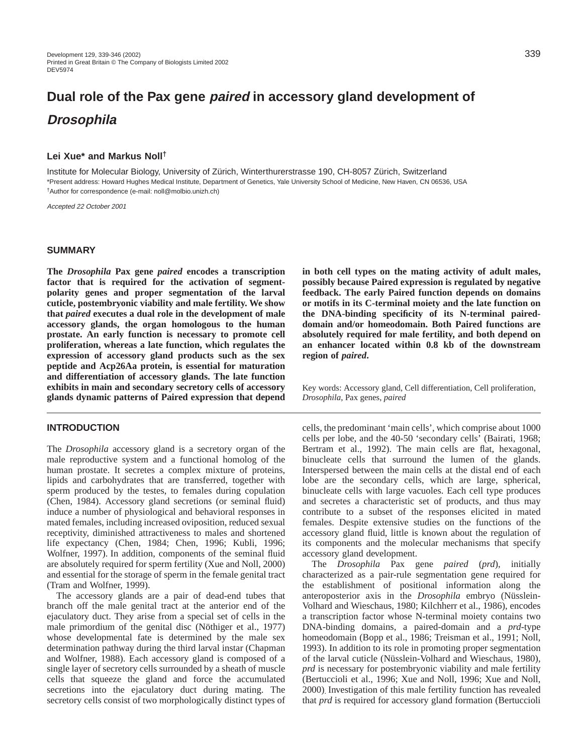# Dual role of the Pax gene *paired* in accessory gland development of *Drosophila*

**Lei Xue\* and Markus Noll[†]**

Institute for Molecular Biology, University of Zürich, Winterthurerstrasse 190, CH-8057 Zürich, Switzerland

\*Present address: Howard Hughes Medical Institute, Department of Genetics, Yale University School of Medicine, New Haven, CN 06536, USA

[†]Author for correspondence (e-mail: noll@molbio.unizh.ch)

*Accepted 22 October 2001*

## SUMMARY

**The *Drosophila* Pax gene *paired* encodes a transcription factor that is required for the activation of segment-polarity genes and proper segmentation of the larval cuticle, postembryonic viability and male fertility. We show that *paired* executes a dual role in the development of male accessory glands, the organ homologous to the human prostate. An early function is necessary to promote cell proliferation, whereas a late function, which regulates the expression of accessory gland products such as the sex peptide and Acp26Aa protein, is essential for maturation and differentiation of accessory glands. The late function exhibits in main and secondary secretory cells of accessory glands dynamic patterns of Paired expression that depend in both cell types on the mating activity of adult males, possibly because Paired expression is regulated by negative feedback. The early Paired function depends on domains or motifs in its C-terminal moiety and the late function on the DNA-binding specificity of its N-terminal paired-domain and/or homeodomain. Both Paired functions are absolutely required for male fertility, and both depend on an enhancer located within 0.8 kb of the downstream region of *paired*.**

Key words: Accessory gland, Cell differentiation, Cell proliferation, *Drosophila*, Pax genes, *paired*

## INTRODUCTION

The *Drosophila* accessory gland is a secretory organ of the male reproductive system and a functional homolog of the human prostate. It secretes a complex mixture of proteins, lipids and carbohydrates that are transferred, together with sperm produced by the testes, to females during copulation (Chen, 1984). Accessory gland secretions (or seminal fluid) induce a number of physiological and behavioral responses in mated females, including increased oviposition, reduced sexual receptivity, diminished attractiveness to males and shortened life expectancy (Chen, 1984; Chen, 1996; Kubli, 1996; Wolfner, 1997). In addition, components of the seminal fluid are absolutely required for sperm fertility (Xue and Noll, 2000) and essential for the storage of sperm in the female genital tract (Tram and Wolfner, 1999).

The accessory glands are a pair of dead-end tubes that branch off the male genital tract at the anterior end of the ejaculatory duct. They arise from a special set of cells in the male primordium of the genital disc (Nöthiger et al., 1977) whose developmental fate is determined by the male sex determination pathway during the third larval instar (Chapman and Wolfner, 1988). Each accessory gland is composed of a single layer of secretory cells surrounded by a sheath of muscle cells that squeeze the gland and force the accumulated secretions into the ejaculatory duct during mating. The secretory cells consist of two morphologically distinct types of cells, the predominant 'main cells', which comprise about 1000 cells per lobe, and the 40-50 'secondary cells' (Bairati, 1968; Bertram et al., 1992). The main cells are flat, hexagonal, binucleate cells that surround the lumen of the glands. Interspersed between the main cells at the distal end of each lobe are the secondary cells, which are large, spherical, binucleate cells with large vacuoles. Each cell type produces and secretes a characteristic set of products, and thus may contribute to a subset of the responses elicited in mated females. Despite extensive studies on the functions of the accessory gland fluid, little is known about the regulation of its components and the molecular mechanisms that specify accessory gland development.

The *Drosophila* Pax gene *paired* (*prd*), initially characterized as a pair-rule segmentation gene required for the establishment of positional information along the anteroposterior axis in the *Drosophila* embryo (Nüsslein-Volhard and Wieschaus, 1980; Kilchherr et al., 1986), encodes a transcription factor whose N-terminal moiety contains two DNA-binding domains, a paired-domain and a *prd*-type homeodomain (Bopp et al., 1986; Treisman et al., 1991; Noll, 1993). In addition to its role in promoting proper segmentation of the larval cuticle (Nüsslein-Volhard and Wieschaus, 1980), *prd* is necessary for postembryonic viability and male fertility (Bertuccioli et al., 1996; Xue and Noll, 1996; Xue and Noll, 2000). Investigation of this male fertility function has revealed that *prd* is required for accessory gland formation (Bertuccioli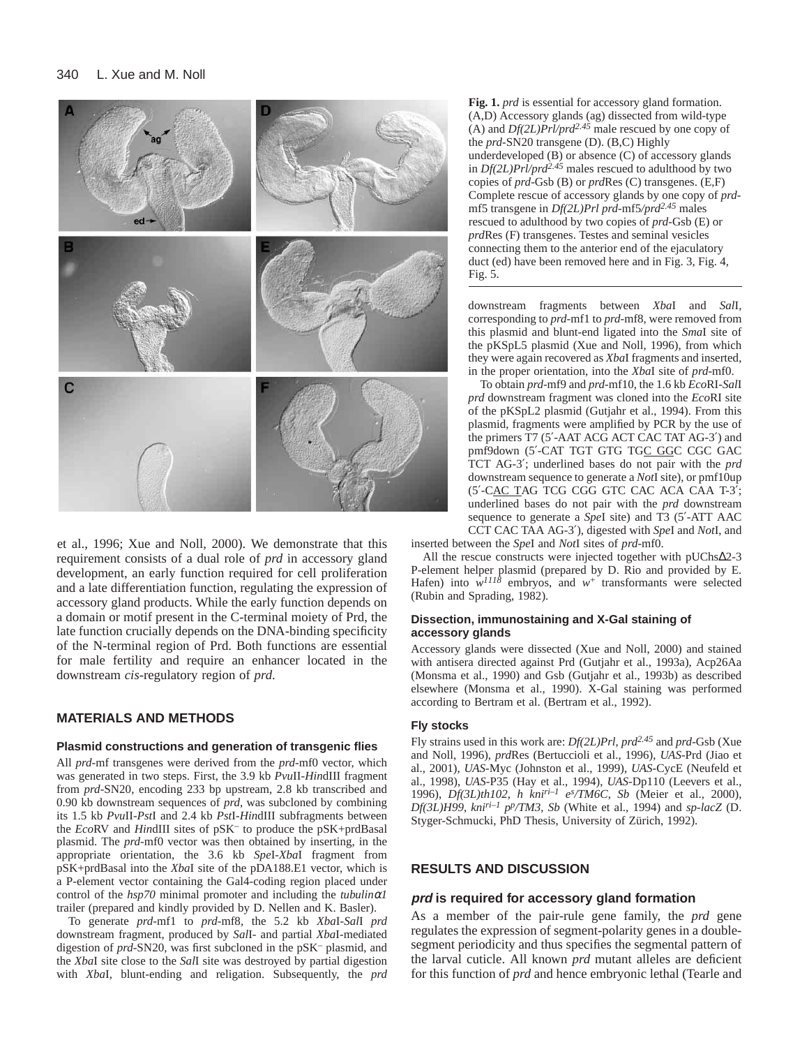**Fig. 1.** *prd* is essential for accessory gland formation. (A,D) Accessory glands (ag) dissected from wild-type (A) and *Df(2L)Prl/prd*$^{2.45}$ male rescued by one copy of the *prd*-SN20 transgene (D). (B,C) Highly underdeveloped (B) or absence (C) of accessory glands in *Df(2L)Prl/prd*$^{2.45}$ males rescued to adulthood by two copies of *prd*-Gsb (B) or *prd*Res (C) transgenes. (E,F) Complete rescue of accessory glands by one copy of *prd*-mf5 transgene in *Df(2L)Prl prd*-mf5*/prd*$^{2.45}$ males rescued to adulthood by two copies of *prd*-Gsb (E) or *prd*Res (F) transgenes. Testes and seminal vesicles connecting them to the anterior end of the ejaculatory duct (ed) have been removed here and in Fig. 3, Fig. 4, Fig. 5.

et al., 1996; Xue and Noll, 2000). We demonstrate that this requirement consists of a dual role of *prd* in accessory gland development, an early function required for cell proliferation and a late differentiation function, regulating the expression of accessory gland products. While the early function depends on a domain or motif present in the C-terminal moiety of Prd, the late function crucially depends on the DNA-binding specificity of the N-terminal region of Prd. Both functions are essential for male fertility and require an enhancer located in the downstream *cis*-regulatory region of *prd*.

## MATERIALS AND METHODS

### Plasmid constructions and generation of transgenic flies

All *prd*-mf transgenes were derived from the *prd*-mf0 vector, which was generated in two steps. First, the 3.9 kb *Pvu*II-*Hin*dIII fragment from *prd*-SN20, encoding 233 bp upstream, 2.8 kb transcribed and 0.90 kb downstream sequences of *prd*, was subcloned by combining its 1.5 kb *Pvu*II-*Pst*I and 2.4 kb *Pst*I-*Hin*dIII subfragments between the *Eco*RV and *Hin*dIII sites of pSK$^-$ to produce the pSK+prdBasal plasmid. The *prd*-mf0 vector was then obtained by inserting, in the appropriate orientation, the 3.6 kb *Spe*I-*Xba*I fragment from pSK+prdBasal into the *Xba*I site of the pDA188.E1 vector, which is a P-element vector containing the Gal4-coding region placed under control of the *hsp70* minimal promoter and including the *tubulin*$\alpha$*1* trailer (prepared and kindly provided by D. Nellen and K. Basler).

To generate *prd*-mf1 to *prd*-mf8, the 5.2 kb *Xba*I-*Sal*I *prd* downstream fragment, produced by *Sal*I- and partial *Xba*I-mediated digestion of *prd*-SN20, was first subcloned in the pSK$^-$ plasmid, and the *Xba*I site close to the *Sal*I site was destroyed by partial digestion with *Xba*I, blunt-ending and religation. Subsequently, the *prd* downstream fragments between *Xba*I and *Sal*I, corresponding to *prd*-mf1 to *prd*-mf8, were removed from this plasmid and blunt-end ligated into the *Sma*I site of the pKSpL5 plasmid (Xue and Noll, 1996), from which they were again recovered as *Xba*I fragments and inserted, in the proper orientation, into the *Xba*I site of *prd*-mf0.

To obtain *prd*-mf9 and *prd*-mf10, the 1.6 kb *Eco*RI-*Sal*I *prd* downstream fragment was cloned into the *Eco*RI site of the pKSpL2 plasmid (Gutjahr et al., 1994). From this plasmid, fragments were amplified by PCR by the use of the primers T7 (5′-AAT ACG ACT CAC TAT AG-3′) and pmf9down (5′-CAT TGT GTG TGC GGC CGC GAC TCT AG-3′; underlined bases do not pair with the *prd* downstream sequence to generate a *Not*I site), or pmf10up (5′-CAC TAG TCG CGG GTC CAC ACA CAA T-3′; underlined bases do not pair with the *prd* downstream sequence to generate a *Spe*I site) and T3 (5′-ATT AAC CCT CAC TAA AG-3′), digested with *Spe*I and *Not*I, and inserted between the *Spe*I and *Not*I sites of *prd*-mf0.

All the rescue constructs were injected together with pUChs$\Delta$2-3 P-element helper plasmid (prepared by D. Rio and provided by E. Hafen) into $w^{1118}$ embryos, and $w^+$ transformants were selected (Rubin and Sprading, 1982).

### Dissection, immunostaining and X-Gal staining of accessory glands

Accessory glands were dissected (Xue and Noll, 2000) and stained with antisera directed against Prd (Gutjahr et al., 1993a), Acp26Aa (Monsma et al., 1990) and Gsb (Gutjahr et al., 1993b) as described elsewhere (Monsma et al., 1990). X-Gal staining was performed according to Bertram et al. (Bertram et al., 1992).

### Fly stocks

Fly strains used in this work are: *Df(2L)Prl*, *prd*$^{2.45}$ and *prd*-Gsb (Xue and Noll, 1996), *prd*Res (Bertuccioli et al., 1996), *UAS*-Prd (Jiao et al., 2001), *UAS*-Myc (Johnston et al., 1999), *UAS*-CycE (Neufeld et al., 1998), *UAS*-P35 (Hay et al., 1994), *UAS*-Dp110 (Leevers et al., 1996), *Df(3L)th102, h kni*$^{ri-1}$ *e*$^s$*/TM6C, Sb* (Meier et al., 2000), *Df(3L)H99, kni*$^{ri-1}$ *p*$^p$*/TM3, Sb* (White et al., 1994) and *sp-lacZ* (D. Styger-Schmucki, PhD Thesis, University of Zürich, 1992).

## RESULTS AND DISCUSSION

### *prd* is required for accessory gland formation

As a member of the pair-rule gene family, the *prd* gene regulates the expression of segment-polarity genes in a double-segment periodicity and thus specifies the segmental pattern of the larval cuticle. All known *prd* mutant alleles are deficient for this function of *prd* and hence embryonic lethal (Tearle and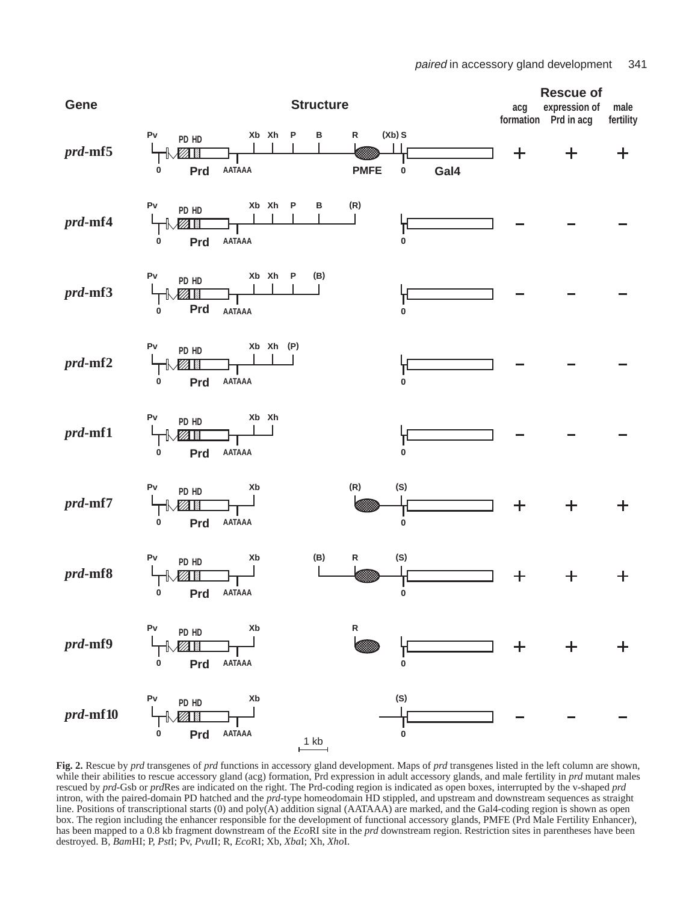| Gene | Structure | Rescue of acg formation | Rescue of expression of Prd in acg | Rescue of male fertility |
|---|---|---|---|---|
| *prd*-mf5 | Pv, PD HD, Prd, AATAAA, Xb, Xh, P, B, R, PMFE, (Xb), S, 0, Gal4 | + | + | + |
| *prd*-mf4 | Pv, PD HD, Prd, AATAAA, Xb, Xh, P, B, (R), 0 | – | – | – |
| *prd*-mf3 | Pv, PD HD, Prd, AATAAA, Xb, Xh, P, (B), 0 | – | – | – |
| *prd*-mf2 | Pv, PD HD, Prd, AATAAA, Xb, Xh, (P), 0 | – | – | – |
| *prd*-mf1 | Pv, PD HD, Prd, AATAAA, Xb, Xh, 0 | – | – | – |
| *prd*-mf7 | Pv, PD HD, Prd, AATAAA, Xb, (R), (S), 0 | + | + | + |
| *prd*-mf8 | Pv, PD HD, Prd, AATAAA, Xb, (B), R, (S), 0 | + | + | + |
| *prd*-mf9 | Pv, PD HD, Prd, AATAAA, Xb, R, 0 | + | + | + |
| *prd*-mf10 | Pv, PD HD, Prd, AATAAA, Xb, (S), 0 | – | – | – |

1 kb

**Fig. 2.** Rescue by *prd* transgenes of *prd* functions in accessory gland development. Maps of *prd* transgenes listed in the left column are shown, while their abilities to rescue accessory gland (acg) formation, Prd expression in adult accessory glands, and male fertility in *prd* mutant males rescued by *prd*-Gsb or *prd*Res are indicated on the right. The Prd-coding region is indicated as open boxes, interrupted by the v-shaped *prd* intron, with the paired-domain PD hatched and the *prd*-type homeodomain HD stippled, and upstream and downstream sequences as straight line. Positions of transcriptional starts (0) and poly(A) addition signal (AATAAA) are marked, and the Gal4-coding region is shown as open box. The region including the enhancer responsible for the development of functional accessory glands, PMFE (Prd Male Fertility Enhancer), has been mapped to a 0.8 kb fragment downstream of the *Eco*RI site in the *prd* downstream region. Restriction sites in parentheses have been destroyed. B, *Bam*HI; P, *Pst*I; Pv, *Pvu*II; R, *Eco*RI; Xb, *Xba*I; Xh, *Xho*I.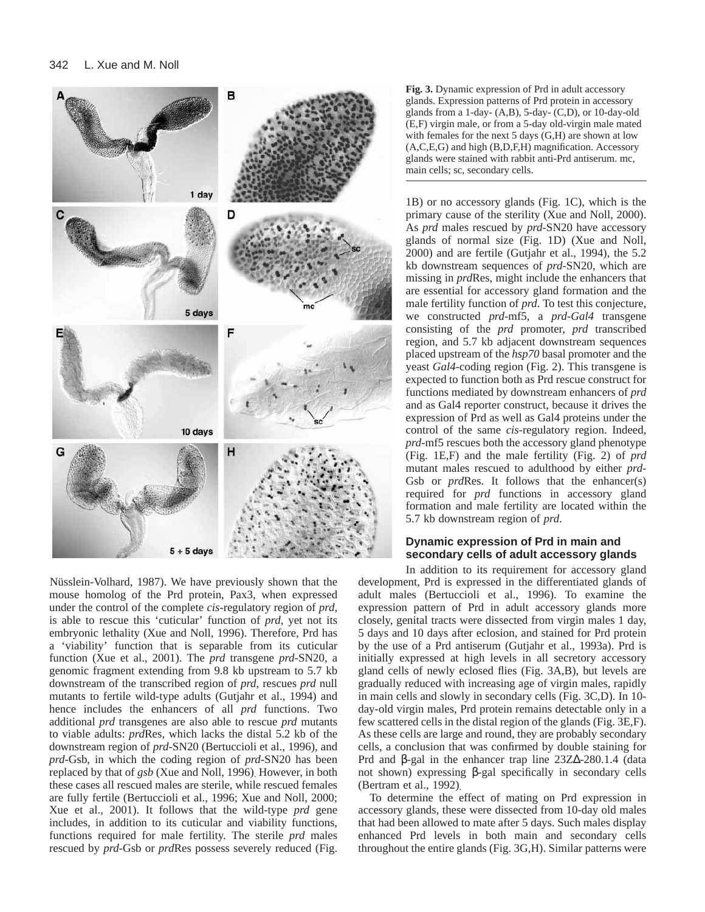**Fig. 3.** Dynamic expression of Prd in adult accessory glands. Expression patterns of Prd protein in accessory glands from a 1-day- (A,B), 5-day- (C,D), or 10-day-old (E,F) virgin male, or from a 5-day old-virgin male mated with females for the next 5 days (G,H) are shown at low (A,C,E,G) and high (B,D,F,H) magnification. Accessory glands were stained with rabbit anti-Prd antiserum. mc, main cells; sc, secondary cells.

Nüsslein-Volhard, 1987). We have previously shown that the mouse homolog of the Prd protein, Pax3, when expressed under the control of the complete *cis*-regulatory region of *prd*, is able to rescue this 'cuticular' function of *prd*, yet not its embryonic lethality (Xue and Noll, 1996). Therefore, Prd has a 'viability' function that is separable from its cuticular function (Xue et al., 2001). The *prd* transgene *prd*-SN20, a genomic fragment extending from 9.8 kb upstream to 5.7 kb downstream of the transcribed region of *prd*, rescues *prd* null mutants to fertile wild-type adults (Gutjahr et al., 1994) and hence includes the enhancers of all *prd* functions. Two additional *prd* transgenes are also able to rescue *prd* mutants to viable adults: *prd*Res, which lacks the distal 5.2 kb of the downstream region of *prd*-SN20 (Bertuccioli et al., 1996), and *prd*-Gsb, in which the coding region of *prd*-SN20 has been replaced by that of *gsb* (Xue and Noll, 1996). However, in both these cases all rescued males are sterile, while rescued females are fully fertile (Bertuccioli et al., 1996; Xue and Noll, 2000; Xue et al., 2001). It follows that the wild-type *prd* gene includes, in addition to its cuticular and viability functions, functions required for male fertility. The sterile *prd* males rescued by *prd*-Gsb or *prd*Res possess severely reduced (Fig. 1B) or no accessory glands (Fig. 1C), which is the primary cause of the sterility (Xue and Noll, 2000). As *prd* males rescued by *prd*-SN20 have accessory glands of normal size (Fig. 1D) (Xue and Noll, 2000) and are fertile (Gutjahr et al., 1994), the 5.2 kb downstream sequences of *prd*-SN20, which are missing in *prd*Res, might include the enhancers that are essential for accessory gland formation and the male fertility function of *prd*. To test this conjecture, we constructed *prd*-mf5, a *prd-Gal4* transgene consisting of the *prd* promoter, *prd* transcribed region, and 5.7 kb adjacent downstream sequences placed upstream of the *hsp70* basal promoter and the yeast *Gal4*-coding region (Fig. 2). This transgene is expected to function both as Prd rescue construct for functions mediated by downstream enhancers of *prd* and as Gal4 reporter construct, because it drives the expression of Prd as well as Gal4 proteins under the control of the same *cis*-regulatory region. Indeed, *prd*-mf5 rescues both the accessory gland phenotype (Fig. 1E,F) and the male fertility (Fig. 2) of *prd* mutant males rescued to adulthood by either *prd*-Gsb or *prd*Res. It follows that the enhancer(s) required for *prd* functions in accessory gland formation and male fertility are located within the 5.7 kb downstream region of *prd*.

### Dynamic expression of Prd in main and secondary cells of adult accessory glands

In addition to its requirement for accessory gland development, Prd is expressed in the differentiated glands of adult males (Bertuccioli et al., 1996). To examine the expression pattern of Prd in adult accessory glands more closely, genital tracts were dissected from virgin males 1 day, 5 days and 10 days after eclosion, and stained for Prd protein by the use of a Prd antiserum (Gutjahr et al., 1993a). Prd is initially expressed at high levels in all secretory accessory gland cells of newly eclosed flies (Fig. 3A,B), but levels are gradually reduced with increasing age of virgin males, rapidly in main cells and slowly in secondary cells (Fig. 3C,D). In 10-day-old virgin males, Prd protein remains detectable only in a few scattered cells in the distal region of the glands (Fig. 3E,F). As these cells are large and round, they are probably secondary cells, a conclusion that was confirmed by double staining for Prd and β-gal in the enhancer trap line 23ZΔ-280.1.4 (data not shown) expressing β-gal specifically in secondary cells (Bertram et al., 1992).

To determine the effect of mating on Prd expression in accessory glands, these were dissected from 10-day old males that had been allowed to mate after 5 days. Such males display enhanced Prd levels in both main and secondary cells throughout the entire glands (Fig. 3G,H). Similar patterns were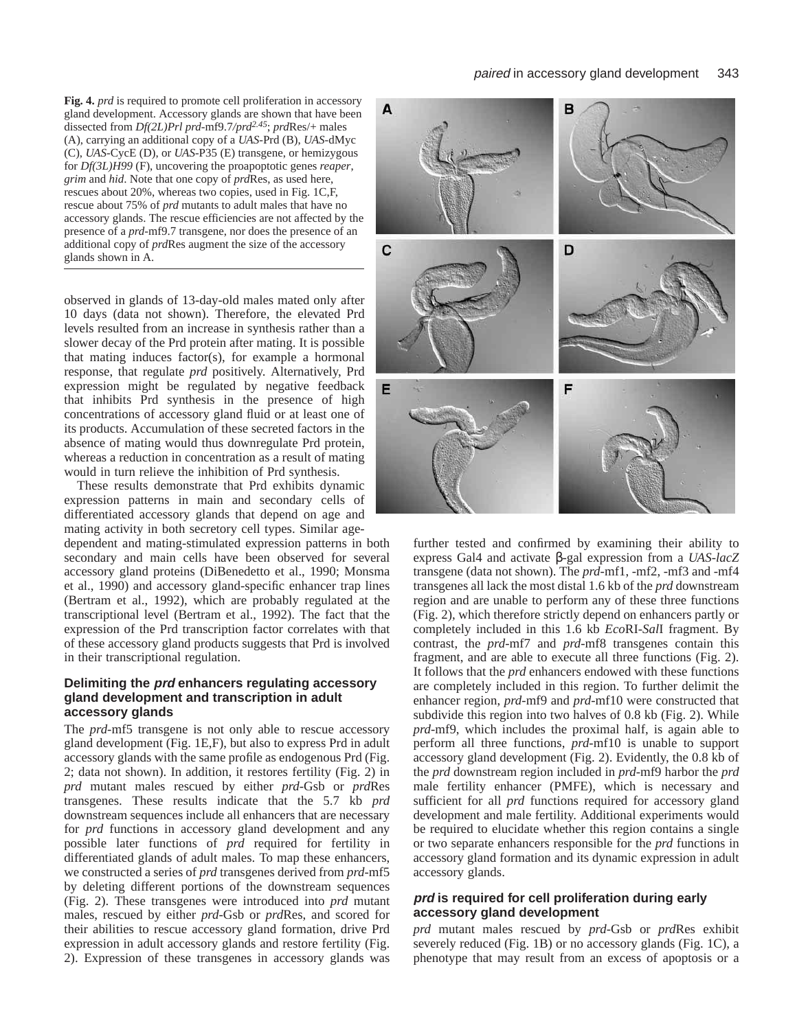**Fig. 4.** *prd* is required to promote cell proliferation in accessory gland development. Accessory glands are shown that have been dissected from *Df(2L)Prl prd*-mf9.7/*prd*$^{2.45}$; *prd*Res/+ males (A), carrying an additional copy of a *UAS*-Prd (B), *UAS*-dMyc (C), *UAS*-CycE (D), or *UAS*-P35 (E) transgene, or hemizygous for *Df(3L)H99* (F), uncovering the proapoptotic genes *reaper*, *grim* and *hid*. Note that one copy of *prd*Res, as used here, rescues about 20%, whereas two copies, used in Fig. 1C,F, rescue about 75% of *prd* mutants to adult males that have no accessory glands. The rescue efficiencies are not affected by the presence of a *prd*-mf9.7 transgene, nor does the presence of an additional copy of *prd*Res augment the size of the accessory glands shown in A.

observed in glands of 13-day-old males mated only after 10 days (data not shown). Therefore, the elevated Prd levels resulted from an increase in synthesis rather than a slower decay of the Prd protein after mating. It is possible that mating induces factor(s), for example a hormonal response, that regulate *prd* positively. Alternatively, Prd expression might be regulated by negative feedback that inhibits Prd synthesis in the presence of high concentrations of accessory gland fluid or at least one of its products. Accumulation of these secreted factors in the absence of mating would thus downregulate Prd protein, whereas a reduction in concentration as a result of mating would in turn relieve the inhibition of Prd synthesis.

These results demonstrate that Prd exhibits dynamic expression patterns in main and secondary cells of differentiated accessory glands that depend on age and mating activity in both secretory cell types. Similar age-dependent and mating-stimulated expression patterns in both secondary and main cells have been observed for several accessory gland proteins (DiBenedetto et al., 1990; Monsma et al., 1990) and accessory gland-specific enhancer trap lines (Bertram et al., 1992), which are probably regulated at the transcriptional level (Bertram et al., 1992). The fact that the expression of the Prd transcription factor correlates with that of these accessory gland products suggests that Prd is involved in their transcriptional regulation.

### Delimiting the *prd* enhancers regulating accessory gland development and transcription in adult accessory glands

The *prd*-mf5 transgene is not only able to rescue accessory gland development (Fig. 1E,F), but also to express Prd in adult accessory glands with the same profile as endogenous Prd (Fig. 2; data not shown). In addition, it restores fertility (Fig. 2) in *prd* mutant males rescued by either *prd*-Gsb or *prd*Res transgenes. These results indicate that the 5.7 kb *prd* downstream sequences include all enhancers that are necessary for *prd* functions in accessory gland development and any possible later functions of *prd* required for fertility in differentiated glands of adult males. To map these enhancers, we constructed a series of *prd* transgenes derived from *prd*-mf5 by deleting different portions of the downstream sequences (Fig. 2). These transgenes were introduced into *prd* mutant males, rescued by either *prd*-Gsb or *prd*Res, and scored for their abilities to rescue accessory gland formation, drive Prd expression in adult accessory glands and restore fertility (Fig. 2). Expression of these transgenes in accessory glands was further tested and confirmed by examining their ability to express Gal4 and activate β-gal expression from a *UAS-lacZ* transgene (data not shown). The *prd*-mf1, -mf2, -mf3 and -mf4 transgenes all lack the most distal 1.6 kb of the *prd* downstream region and are unable to perform any of these three functions (Fig. 2), which therefore strictly depend on enhancers partly or completely included in this 1.6 kb *Eco*RI-*Sal*I fragment. By contrast, the *prd*-mf7 and *prd*-mf8 transgenes contain this fragment, and are able to execute all three functions (Fig. 2). It follows that the *prd* enhancers endowed with these functions are completely included in this region. To further delimit the enhancer region, *prd*-mf9 and *prd*-mf10 were constructed that subdivide this region into two halves of 0.8 kb (Fig. 2). While *prd*-mf9, which includes the proximal half, is again able to perform all three functions, *prd*-mf10 is unable to support accessory gland development (Fig. 2). Evidently, the 0.8 kb of the *prd* downstream region included in *prd*-mf9 harbor the *prd* male fertility enhancer (PMFE), which is necessary and sufficient for all *prd* functions required for accessory gland development and male fertility. Additional experiments would be required to elucidate whether this region contains a single or two separate enhancers responsible for the *prd* functions in accessory gland formation and its dynamic expression in adult accessory glands.

### *prd* is required for cell proliferation during early accessory gland development

*prd* mutant males rescued by *prd*-Gsb or *prd*Res exhibit severely reduced (Fig. 1B) or no accessory glands (Fig. 1C), a phenotype that may result from an excess of apoptosis or a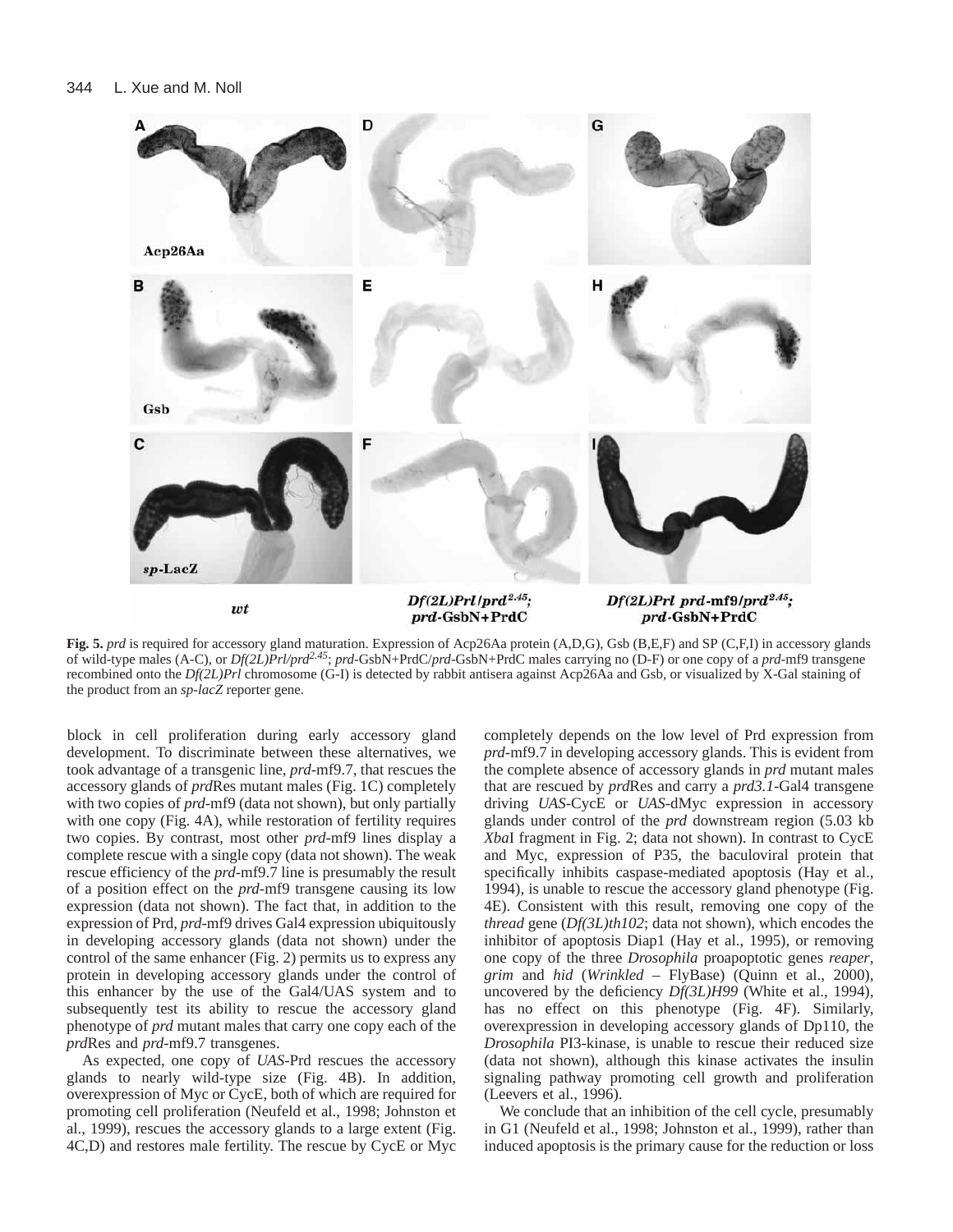**Fig. 5.** *prd* is required for accessory gland maturation. Expression of Acp26Aa protein (A,D,G), Gsb (B,E,F) and SP (C,F,I) in accessory glands of wild-type males (A-C), or *Df(2L)Prl/prd*$^{2.45}$; *prd*-GsbN+PrdC/*prd*-GsbN+PrdC males carrying no (D-F) or one copy of a *prd*-mf9 transgene recombined onto the *Df(2L)Prl* chromosome (G-I) is detected by rabbit antisera against Acp26Aa and Gsb, or visualized by X-Gal staining of the product from an *sp-lacZ* reporter gene.

block in cell proliferation during early accessory gland development. To discriminate between these alternatives, we took advantage of a transgenic line, *prd*-mf9.7, that rescues the accessory glands of *prd*Res mutant males (Fig. 1C) completely with two copies of *prd*-mf9 (data not shown), but only partially with one copy (Fig. 4A), while restoration of fertility requires two copies. By contrast, most other *prd*-mf9 lines display a complete rescue with a single copy (data not shown). The weak rescue efficiency of the *prd*-mf9.7 line is presumably the result of a position effect on the *prd*-mf9 transgene causing its low expression (data not shown). The fact that, in addition to the expression of Prd, *prd*-mf9 drives Gal4 expression ubiquitously in developing accessory glands (data not shown) under the control of the same enhancer (Fig. 2) permits us to express any protein in developing accessory glands under the control of this enhancer by the use of the Gal4/UAS system and to subsequently test its ability to rescue the accessory gland phenotype of *prd* mutant males that carry one copy each of the *prd*Res and *prd*-mf9.7 transgenes.

As expected, one copy of *UAS*-Prd rescues the accessory glands to nearly wild-type size (Fig. 4B). In addition, overexpression of Myc or CycE, both of which are required for promoting cell proliferation (Neufeld et al., 1998; Johnston et al., 1999), rescues the accessory glands to a large extent (Fig. 4C,D) and restores male fertility. The rescue by CycE or Myc completely depends on the low level of Prd expression from *prd*-mf9.7 in developing accessory glands. This is evident from the complete absence of accessory glands in *prd* mutant males that are rescued by *prd*Res and carry a *prd3.1*-Gal4 transgene driving *UAS*-CycE or *UAS*-dMyc expression in accessory glands under control of the *prd* downstream region (5.03 kb *Xba*I fragment in Fig. 2; data not shown). In contrast to CycE and Myc, expression of P35, the baculoviral protein that specifically inhibits caspase-mediated apoptosis (Hay et al., 1994), is unable to rescue the accessory gland phenotype (Fig. 4E). Consistent with this result, removing one copy of the *thread* gene (*Df(3L)th102*; data not shown), which encodes the inhibitor of apoptosis Diap1 (Hay et al., 1995), or removing one copy of the three *Drosophila* proapoptotic genes *reaper*, *grim* and *hid* (*Wrinkled* – FlyBase) (Quinn et al., 2000), uncovered by the deficiency *Df(3L)H99* (White et al., 1994), has no effect on this phenotype (Fig. 4F). Similarly, overexpression in developing accessory glands of Dp110, the *Drosophila* PI3-kinase, is unable to rescue their reduced size (data not shown), although this kinase activates the insulin signaling pathway promoting cell growth and proliferation (Leevers et al., 1996).

We conclude that an inhibition of the cell cycle, presumably in G1 (Neufeld et al., 1998; Johnston et al., 1999), rather than induced apoptosis is the primary cause for the reduction or loss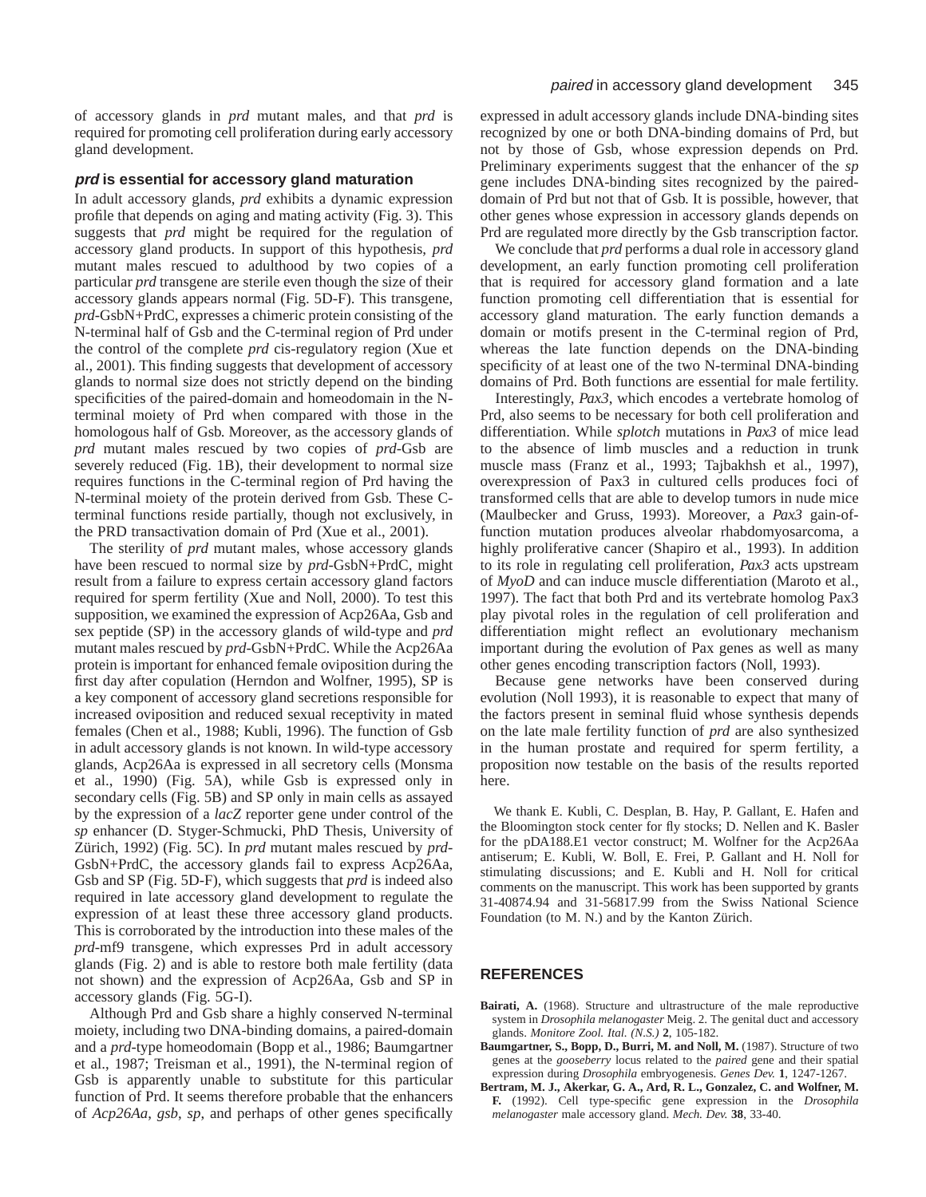of accessory glands in *prd* mutant males, and that *prd* is required for promoting cell proliferation during early accessory gland development.

### *prd* is essential for accessory gland maturation

In adult accessory glands, *prd* exhibits a dynamic expression profile that depends on aging and mating activity (Fig. 3). This suggests that *prd* might be required for the regulation of accessory gland products. In support of this hypothesis, *prd* mutant males rescued to adulthood by two copies of a particular *prd* transgene are sterile even though the size of their accessory glands appears normal (Fig. 5D-F). This transgene, *prd*-GsbN+PrdC, expresses a chimeric protein consisting of the N-terminal half of Gsb and the C-terminal region of Prd under the control of the complete *prd* cis-regulatory region (Xue et al., 2001). This finding suggests that development of accessory glands to normal size does not strictly depend on the binding specificities of the paired-domain and homeodomain in the N-terminal moiety of Prd when compared with those in the homologous half of Gsb. Moreover, as the accessory glands of *prd* mutant males rescued by two copies of *prd*-Gsb are severely reduced (Fig. 1B), their development to normal size requires functions in the C-terminal region of Prd having the N-terminal moiety of the protein derived from Gsb. These C-terminal functions reside partially, though not exclusively, in the PRD transactivation domain of Prd (Xue et al., 2001).

The sterility of *prd* mutant males, whose accessory glands have been rescued to normal size by *prd*-GsbN+PrdC, might result from a failure to express certain accessory gland factors required for sperm fertility (Xue and Noll, 2000). To test this supposition, we examined the expression of Acp26Aa, Gsb and sex peptide (SP) in the accessory glands of wild-type and *prd* mutant males rescued by *prd*-GsbN+PrdC. While the Acp26Aa protein is important for enhanced female oviposition during the first day after copulation (Herndon and Wolfner, 1995), SP is a key component of accessory gland secretions responsible for increased oviposition and reduced sexual receptivity in mated females (Chen et al., 1988; Kubli, 1996). The function of Gsb in adult accessory glands is not known. In wild-type accessory glands, Acp26Aa is expressed in all secretory cells (Monsma et al., 1990) (Fig. 5A), while Gsb is expressed only in secondary cells (Fig. 5B) and SP only in main cells as assayed by the expression of a *lacZ* reporter gene under control of the *sp* enhancer (D. Styger-Schmucki, PhD Thesis, University of Zürich, 1992) (Fig. 5C). In *prd* mutant males rescued by *prd*-GsbN+PrdC, the accessory glands fail to express Acp26Aa, Gsb and SP (Fig. 5D-F), which suggests that *prd* is indeed also required in late accessory gland development to regulate the expression of at least these three accessory gland products. This is corroborated by the introduction into these males of the *prd*-mf9 transgene, which expresses Prd in adult accessory glands (Fig. 2) and is able to restore both male fertility (data not shown) and the expression of Acp26Aa, Gsb and SP in accessory glands (Fig. 5G-I).

Although Prd and Gsb share a highly conserved N-terminal moiety, including two DNA-binding domains, a paired-domain and a *prd*-type homeodomain (Bopp et al., 1986; Baumgartner et al., 1987; Treisman et al., 1991), the N-terminal region of Gsb is apparently unable to substitute for this particular function of Prd. It seems therefore probable that the enhancers of *Acp26Aa*, *gsb*, *sp*, and perhaps of other genes specifically expressed in adult accessory glands include DNA-binding sites recognized by one or both DNA-binding domains of Prd, but not by those of Gsb, whose expression depends on Prd. Preliminary experiments suggest that the enhancer of the *sp* gene includes DNA-binding sites recognized by the paired-domain of Prd but not that of Gsb. It is possible, however, that other genes whose expression in accessory glands depends on Prd are regulated more directly by the Gsb transcription factor.

We conclude that *prd* performs a dual role in accessory gland development, an early function promoting cell proliferation that is required for accessory gland formation and a late function promoting cell differentiation that is essential for accessory gland maturation. The early function demands a domain or motifs present in the C-terminal region of Prd, whereas the late function depends on the DNA-binding specificity of at least one of the two N-terminal DNA-binding domains of Prd. Both functions are essential for male fertility.

Interestingly, *Pax3*, which encodes a vertebrate homolog of Prd, also seems to be necessary for both cell proliferation and differentiation. While *splotch* mutations in *Pax3* of mice lead to the absence of limb muscles and a reduction in trunk muscle mass (Franz et al., 1993; Tajbakhsh et al., 1997), overexpression of Pax3 in cultured cells produces foci of transformed cells that are able to develop tumors in nude mice (Maulbecker and Gruss, 1993). Moreover, a *Pax3* gain-of-function mutation produces alveolar rhabdomyosarcoma, a highly proliferative cancer (Shapiro et al., 1993). In addition to its role in regulating cell proliferation, *Pax3* acts upstream of *MyoD* and can induce muscle differentiation (Maroto et al., 1997). The fact that both Prd and its vertebrate homolog Pax3 play pivotal roles in the regulation of cell proliferation and differentiation might reflect an evolutionary mechanism important during the evolution of Pax genes as well as many other genes encoding transcription factors (Noll, 1993).

Because gene networks have been conserved during evolution (Noll 1993), it is reasonable to expect that many of the factors present in seminal fluid whose synthesis depends on the late male fertility function of *prd* are also synthesized in the human prostate and required for sperm fertility, a proposition now testable on the basis of the results reported here.

We thank E. Kubli, C. Desplan, B. Hay, P. Gallant, E. Hafen and the Bloomington stock center for fly stocks; D. Nellen and K. Basler for the pDA188.E1 vector construct; M. Wolfner for the Acp26Aa antiserum; E. Kubli, W. Boll, E. Frei, P. Gallant and H. Noll for stimulating discussions; and E. Kubli and H. Noll for critical comments on the manuscript. This work has been supported by grants 31-40874.94 and 31-56817.99 from the Swiss National Science Foundation (to M. N.) and by the Kanton Zürich.

## REFERENCES

**Bairati, A.** (1968). Structure and ultrastructure of the male reproductive system in *Drosophila melanogaster* Meig. 2. The genital duct and accessory glands. *Monitore Zool. Ital. (N.S.)* **2**, 105-182.

**Baumgartner, S., Bopp, D., Burri, M. and Noll, M.** (1987). Structure of two genes at the *gooseberry* locus related to the *paired* gene and their spatial expression during *Drosophila* embryogenesis. *Genes Dev.* **1**, 1247-1267.

**Bertram, M. J., Akerkar, G. A., Ard, R. L., Gonzalez, C. and Wolfner, M. F.** (1992). Cell type-specific gene expression in the *Drosophila melanogaster* male accessory gland. *Mech. Dev.* **38**, 33-40.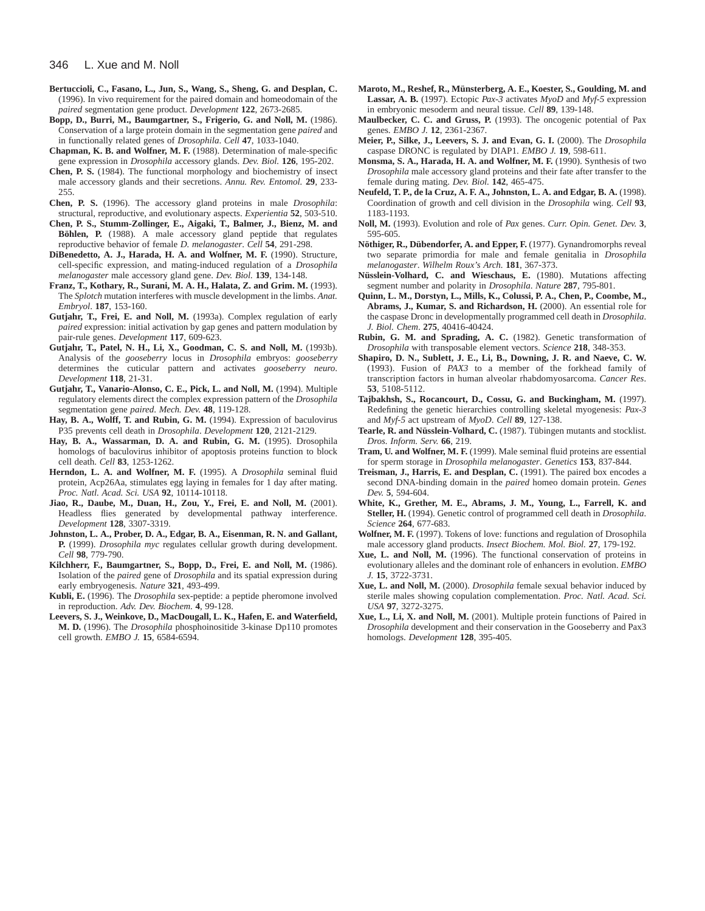**Bertuccioli, C., Fasano, L., Jun, S., Wang, S., Sheng, G. and Desplan, C.** (1996). In vivo requirement for the paired domain and homeodomain of the *paired* segmentation gene product. *Development* **122**, 2673-2685.

**Bopp, D., Burri, M., Baumgartner, S., Frigerio, G. and Noll, M.** (1986). Conservation of a large protein domain in the segmentation gene *paired* and in functionally related genes of *Drosophila*. *Cell* **47**, 1033-1040.

**Chapman, K. B. and Wolfner, M. F.** (1988). Determination of male-specific gene expression in *Drosophila* accessory glands. *Dev. Biol.* **126**, 195-202.

**Chen, P. S.** (1984). The functional morphology and biochemistry of insect male accessory glands and their secretions. *Annu. Rev. Entomol.* **29**, 233-255.

**Chen, P. S.** (1996). The accessory gland proteins in male *Drosophila*: structural, reproductive, and evolutionary aspects. *Experientia* **52**, 503-510.

**Chen, P. S., Stumm-Zollinger, E., Aigaki, T., Balmer, J., Bienz, M. and Böhlen, P.** (1988). A male accessory gland peptide that regulates reproductive behavior of female *D. melanogaster*. *Cell* **54**, 291-298.

**DiBenedetto, A. J., Harada, H. A. and Wolfner, M. F.** (1990). Structure, cell-specific expression, and mating-induced regulation of a *Drosophila melanogaster* male accessory gland gene. *Dev. Biol.* **139**, 134-148.

**Franz, T., Kothary, R., Surani, M. A. H., Halata, Z. and Grim. M.** (1993). The *Splotch* mutation interferes with muscle development in the limbs. *Anat. Embryol*. **187**, 153-160.

**Gutjahr, T., Frei, E. and Noll, M.** (1993a). Complex regulation of early *paired* expression: initial activation by gap genes and pattern modulation by pair-rule genes. *Development* **117**, 609-623.

**Gutjahr, T., Patel, N. H., Li, X., Goodman, C. S. and Noll, M.** (1993b). Analysis of the *gooseberry* locus in *Drosophila* embryos: *gooseberry* determines the cuticular pattern and activates *gooseberry neuro*. *Development* **118**, 21-31.

**Gutjahr, T., Vanario-Alonso, C. E., Pick, L. and Noll, M.** (1994). Multiple regulatory elements direct the complex expression pattern of the *Drosophila* segmentation gene *paired*. *Mech. Dev.* **48**, 119-128.

**Hay, B. A., Wolff, T. and Rubin, G. M.** (1994). Expression of baculovirus P35 prevents cell death in *Drosophila*. *Development* **120**, 2121-2129.

**Hay, B. A., Wassarman, D. A. and Rubin, G. M.** (1995). Drosophila homologs of baculovirus inhibitor of apoptosis proteins function to block cell death. *Cell* **83**, 1253-1262.

**Herndon, L. A. and Wolfner, M. F.** (1995). A *Drosophila* seminal fluid protein, Acp26Aa, stimulates egg laying in females for 1 day after mating. *Proc. Natl. Acad. Sci. USA* **92**, 10114-10118.

**Jiao, R., Daube, M., Duan, H., Zou, Y., Frei, E. and Noll, M.** (2001). Headless flies generated by developmental pathway interference. *Development* **128**, 3307-3319.

**Johnston, L. A., Prober, D. A., Edgar, B. A., Eisenman, R. N. and Gallant, P.** (1999). *Drosophila myc* regulates cellular growth during development. *Cell* **98**, 779-790.

**Kilchherr, F., Baumgartner, S., Bopp, D., Frei, E. and Noll, M.** (1986). Isolation of the *paired* gene of *Drosophila* and its spatial expression during early embryogenesis. *Nature* **321**, 493-499.

**Kubli, E.** (1996). The *Drosophila* sex-peptide: a peptide pheromone involved in reproduction. *Adv. Dev. Biochem.* **4**, 99-128.

**Leevers, S. J., Weinkove, D., MacDougall, L. K., Hafen, E. and Waterfield, M. D.** (1996). The *Drosophila* phosphoinositide 3-kinase Dp110 promotes cell growth. *EMBO J.* **15**, 6584-6594.

**Maroto, M., Reshef, R., Münsterberg, A. E., Koester, S., Goulding, M. and Lassar, A. B.** (1997). Ectopic *Pax-3* activates *MyoD* and *Myf-5* expression in embryonic mesoderm and neural tissue. *Cell* **89**, 139-148.

**Maulbecker, C. C. and Gruss, P.** (1993). The oncogenic potential of Pax genes. *EMBO J.* **12**, 2361-2367.

**Meier, P., Silke, J., Leevers, S. J. and Evan, G. I.** (2000). The *Drosophila* caspase DRONC is regulated by DIAP1. *EMBO J.* **19**, 598-611.

**Monsma, S. A., Harada, H. A. and Wolfner, M. F.** (1990). Synthesis of two *Drosophila* male accessory gland proteins and their fate after transfer to the female during mating. *Dev. Biol.* **142**, 465-475.

**Neufeld, T. P., de la Cruz, A. F. A., Johnston, L. A. and Edgar, B. A.** (1998). Coordination of growth and cell division in the *Drosophila* wing. *Cell* **93**, 1183-1193.

**Noll, M.** (1993). Evolution and role of *Pax* genes. *Curr. Opin. Genet. Dev.* **3**, 595-605.

**Nöthiger, R., Dübendorfer, A. and Epper, F.** (1977). Gynandromorphs reveal two separate primordia for male and female genitalia in *Drosophila melanogaster*. *Wilhelm Roux's Arch.* **181**, 367-373.

**Nüsslein-Volhard, C. and Wieschaus, E.** (1980). Mutations affecting segment number and polarity in *Drosophila*. *Nature* **287**, 795-801.

**Quinn, L. M., Dorstyn, L., Mills, K., Colussi, P. A., Chen, P., Coombe, M., Abrams, J., Kumar, S. and Richardson, H.** (2000). An essential role for the caspase Dronc in developmentally programmed cell death in *Drosophila*. *J. Biol. Chem*. **275**, 40416-40424.

**Rubin, G. M. and Spradling, A. C.** (1982). Genetic transformation of *Drosophila* with transposable element vectors. *Science* **218**, 348-353.

**Shapiro, D. N., Sublett, J. E., Li, B., Downing, J. R. and Naeve, C. W.** (1993). Fusion of *PAX3* to a member of the forkhead family of transcription factors in human alveolar rhabdomyosarcoma. *Cancer Res*. **53**, 5108-5112.

**Tajbakhsh, S., Rocancourt, D., Cossu, G. and Buckingham, M.** (1997). Redefining the genetic hierarchies controlling skeletal myogenesis: *Pax-3* and *Myf-5* act upstream of *MyoD*. *Cell* **89**, 127-138.

**Tearle, R. and Nüsslein-Volhard, C.** (1987). Tübingen mutants and stocklist. *Dros. Inform. Serv.* **66**, 219.

**Tram, U. and Wolfner, M. F.** (1999). Male seminal fluid proteins are essential for sperm storage in *Drosophila melanogaster*. *Genetics* **153**, 837-844.

**Treisman, J., Harris, E. and Desplan, C.** (1991). The paired box encodes a second DNA-binding domain in the *paired* homeo domain protein. *Genes Dev.* **5**, 594-604.

**White, K., Grether, M. E., Abrams, J. M., Young, L., Farrell, K. and Steller, H.** (1994). Genetic control of programmed cell death in *Drosophila*. *Science* **264**, 677-683.

**Wolfner, M. F.** (1997). Tokens of love: functions and regulation of Drosophila male accessory gland products. *Insect Biochem. Mol. Biol.* **27**, 179-192.

**Xue, L. and Noll, M.** (1996). The functional conservation of proteins in evolutionary alleles and the dominant role of enhancers in evolution. *EMBO J.* **15**, 3722-3731.

**Xue, L. and Noll, M.** (2000). *Drosophila* female sexual behavior induced by sterile males showing copulation complementation. *Proc. Natl. Acad. Sci. USA* **97**, 3272-3275.

**Xue, L., Li, X. and Noll, M.** (2001). Multiple protein functions of Paired in *Drosophila* development and their conservation in the Gooseberry and Pax3 homologs. *Development* **128**, 395-405.